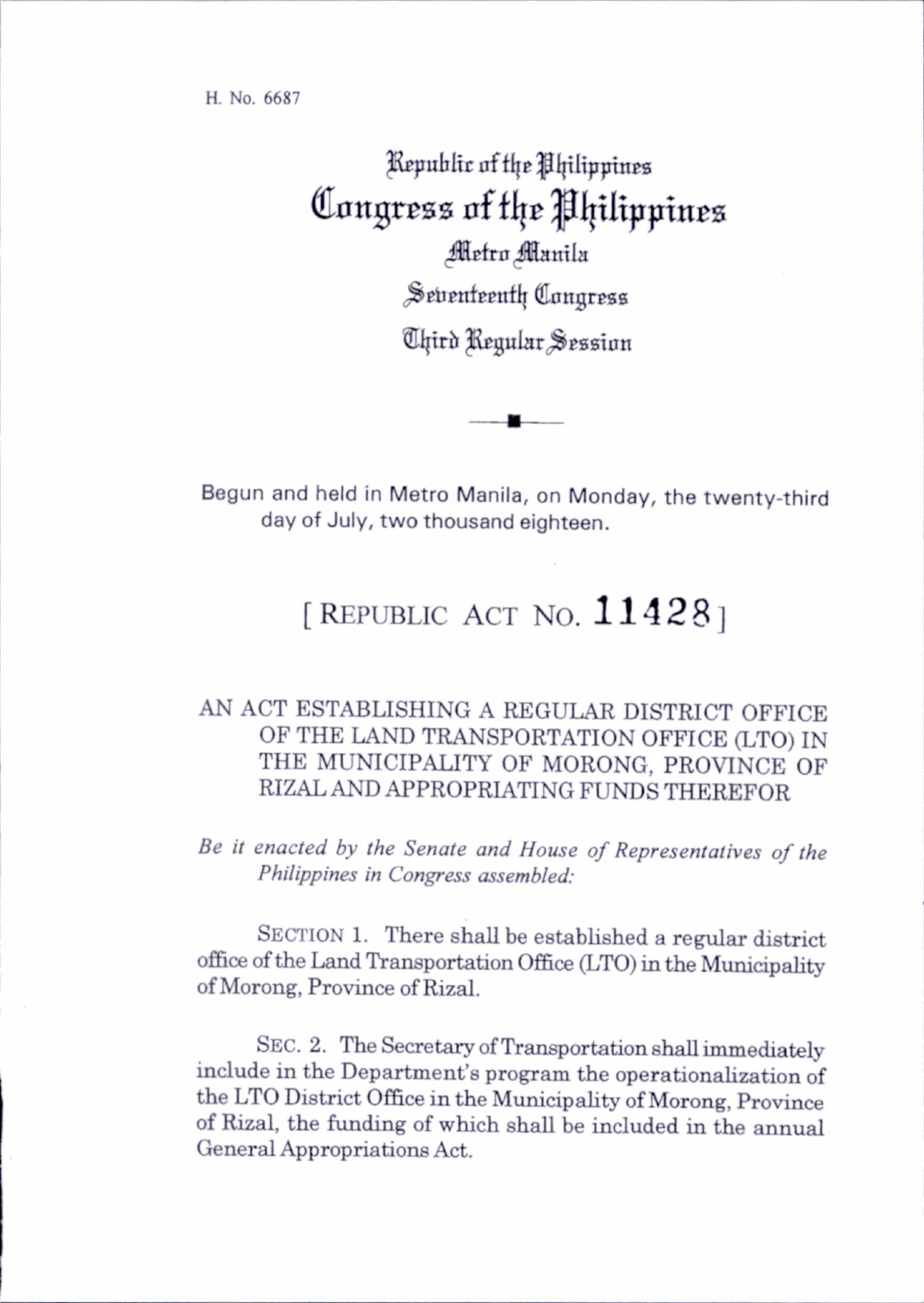H. No. 6687

# Republic of the Philippines
# Congress of the Philippines
## Metro Manila
## Seventeenth Congress
## Third Regular Session

Begun and held in Metro Manila, on Monday, the twenty-third day of July, two thousand eighteen.

## [ REPUBLIC ACT NO. 11428 ]

### AN ACT ESTABLISHING A REGULAR DISTRICT OFFICE OF THE LAND TRANSPORTATION OFFICE (LTO) IN THE MUNICIPALITY OF MORONG, PROVINCE OF RIZAL AND APPROPRIATING FUNDS THEREFOR

*Be it enacted by the Senate and House of Representatives of the Philippines in Congress assembled:*

SECTION 1. There shall be established a regular district office of the Land Transportation Office (LTO) in the Municipality of Morong, Province of Rizal.

SEC. 2. The Secretary of Transportation shall immediately include in the Department's program the operationalization of the LTO District Office in the Municipality of Morong, Province of Rizal, the funding of which shall be included in the annual General Appropriations Act.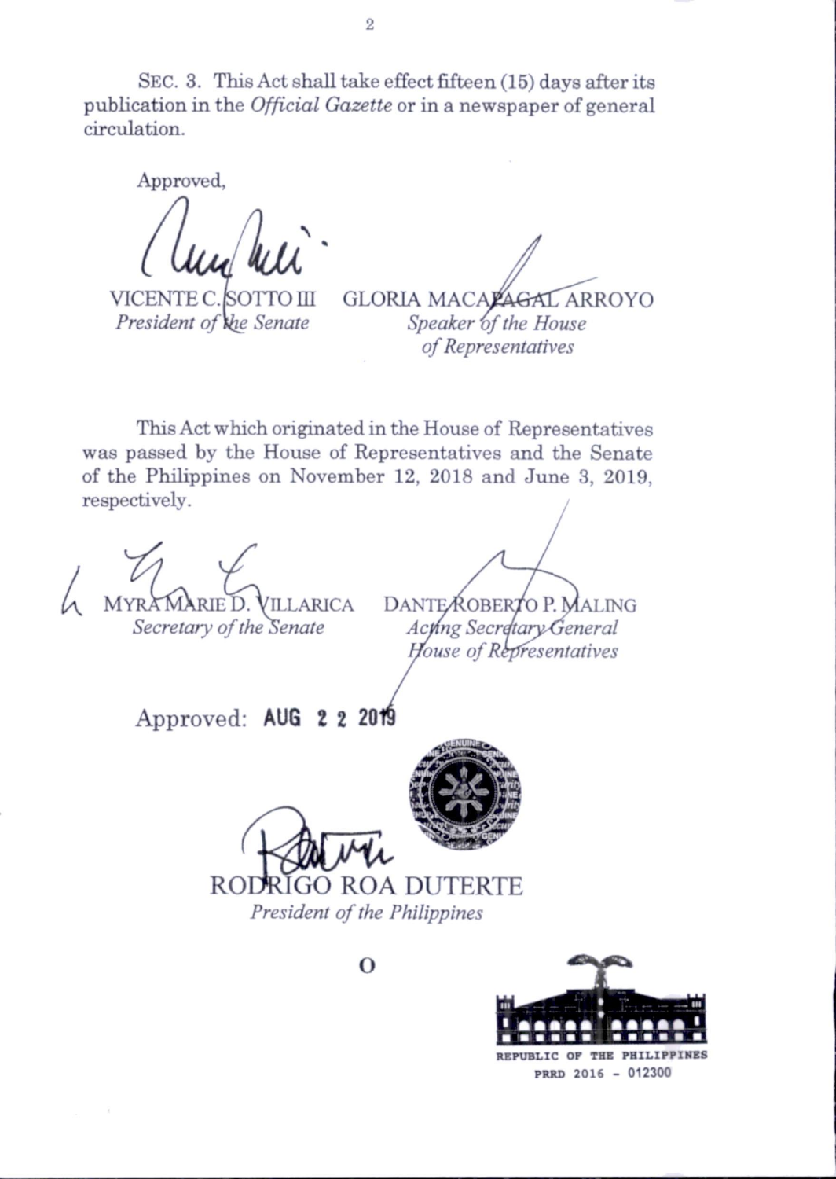SEC. 3. This Act shall take effect fifteen (15) days after its publication in the *Official Gazette* or in a newspaper of general circulation.

Approved,

VICENTE C. SOTTO III
*President of the Senate*

GLORIA MACAPAGAL ARROYO
*Speaker of the House of Representatives*

This Act which originated in the House of Representatives was passed by the House of Representatives and the Senate of the Philippines on November 12, 2018 and June 3, 2019, respectively.

MYRA MARIE D. VILLARICA
*Secretary of the Senate*

DANTE ROBERTO P. MALING
*Acting Secretary General House of Representatives*

Approved: **AUG 2 2 2019**

RODRIGO ROA DUTERTE
*President of the Philippines*

O

REPUBLIC OF THE PHILIPPINES
PRRD 2016 - 012300